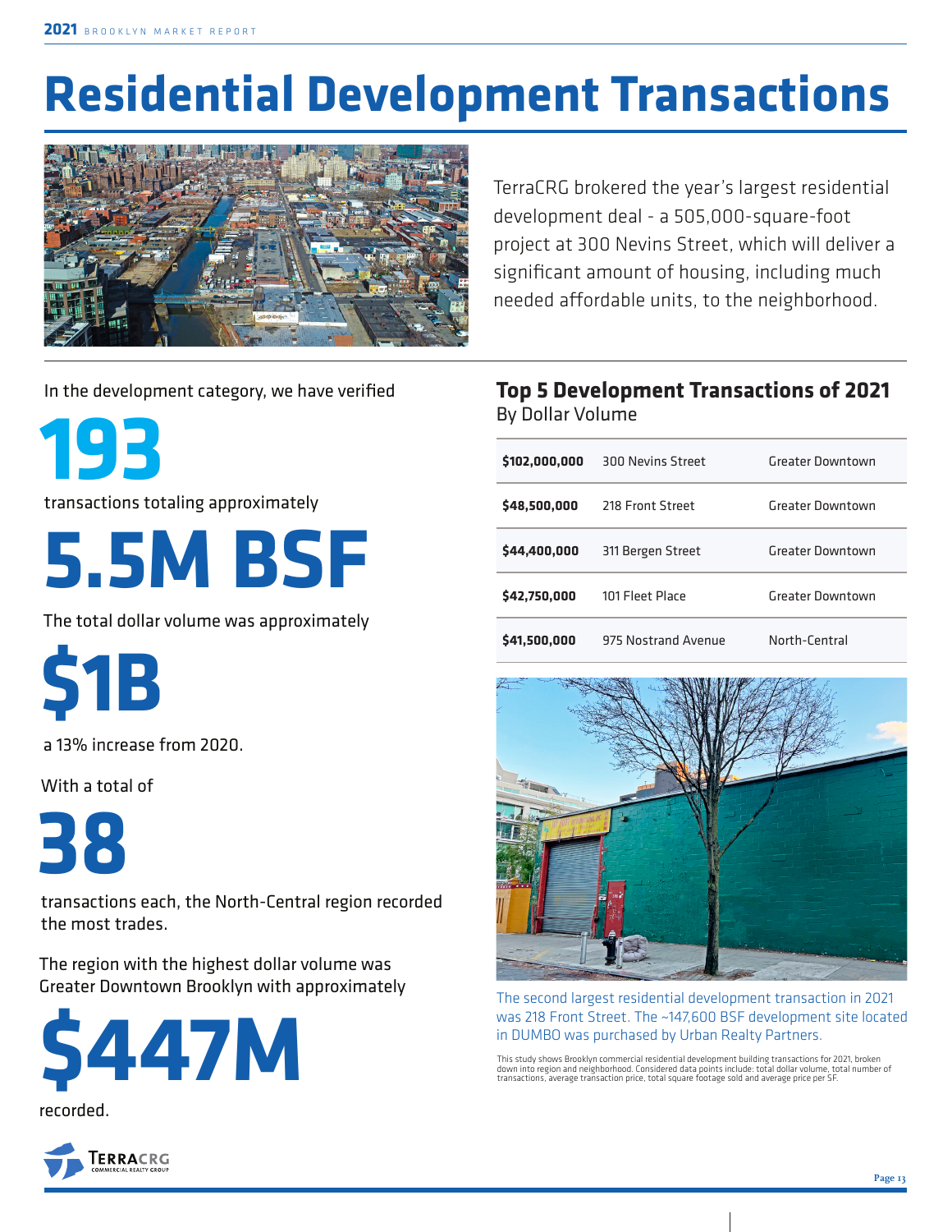# Residential Development Transactions

TerraCRG brokered the year's largest residential development deal - a 505,000-square-foot project at 300 Nevins Street, which will deliver a significant amount of housing, including much needed affordable units, to the neighborhood.

In the development category, we have verified

**193**

transactions totaling approximately

**5.5M BSF**

The total dollar volume was approximately

**$1B**

a 13% increase from 2020.

With a total of

**38**

transactions each, the North-Central region recorded the most trades.

The region with the highest dollar volume was Greater Downtown Brooklyn with approximately

**$447M**

recorded.

## Top 5 Development Transactions of 2021

By Dollar Volume

| | | |
|---|---|---|
| **$102,000,000** | 300 Nevins Street | Greater Downtown |
| **$48,500,000** | 218 Front Street | Greater Downtown |
| **$44,400,000** | 311 Bergen Street | Greater Downtown |
| **$42,750,000** | 101 Fleet Place | Greater Downtown |
| **$41,500,000** | 975 Nostrand Avenue | North-Central |

The second largest residential development transaction in 2021 was 218 Front Street. The ~147,600 BSF development site located in DUMBO was purchased by Urban Realty Partners.

This study shows Brooklyn commercial residential development building transactions for 2021, broken down into region and neighborhood. Considered data points include: total dollar volume, total number of transactions, average transaction price, total square footage sold and average price per SF.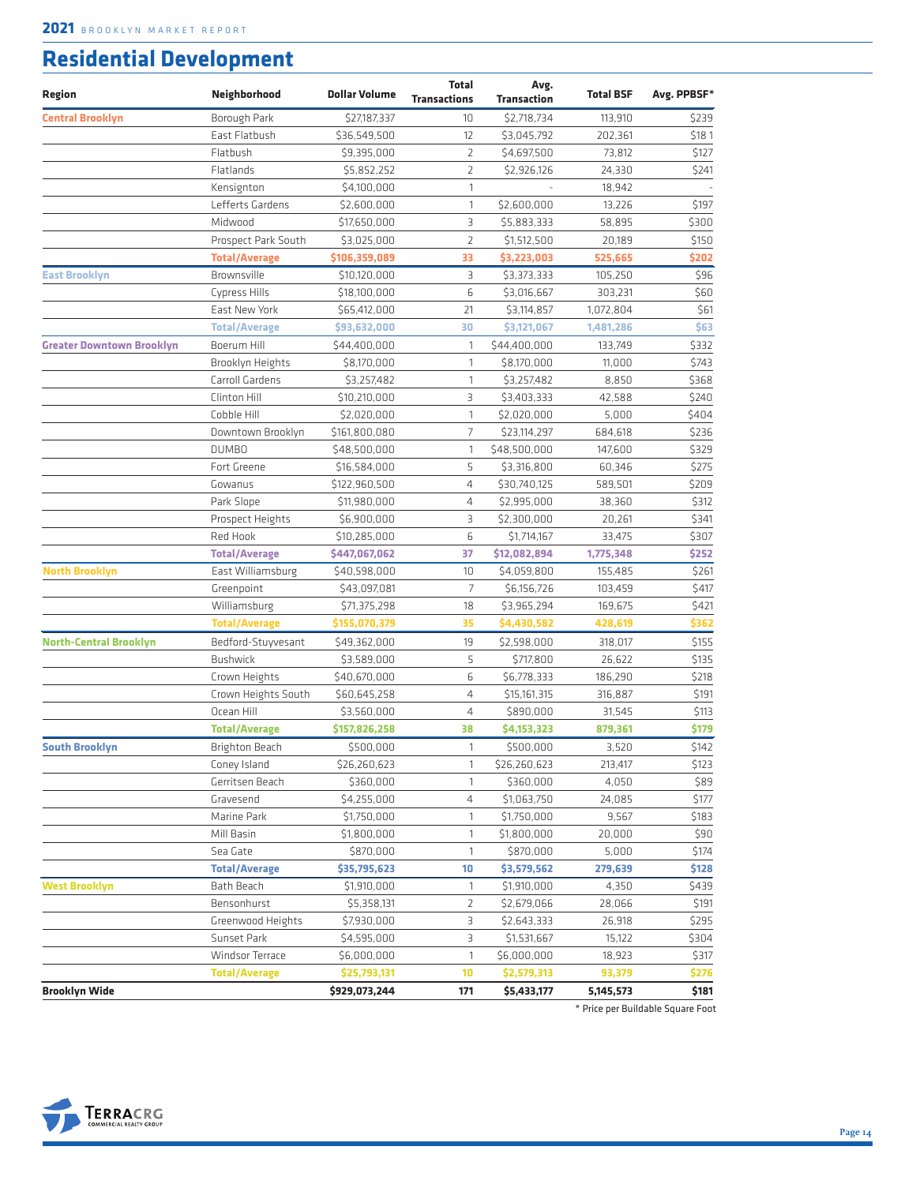# Residential Development

| Region | Neighborhood | Dollar Volume | Total Transactions | Avg. Transaction | Total BSF | Avg. PPBSF* |
|---|---|---|---|---|---|---|
| **Central Brooklyn** | Borough Park | $27,187,337 | 10 | $2,718,734 | 113,910 | $239 |
| | East Flatbush | $36,549,500 | 12 | $3,045,792 | 202,361 | $181 |
| | Flatbush | $9,395,000 | 2 | $4,697,500 | 73,812 | $127 |
| | Flatlands | $5,852,252 | 2 | $2,926,126 | 24,330 | $241 |
| | Kensington | $4,100,000 | 1 | - | 18,942 | - |
| | Lefferts Gardens | $2,600,000 | 1 | $2,600,000 | 13,226 | $197 |
| | Midwood | $17,650,000 | 3 | $5,883,333 | 58,895 | $300 |
| | Prospect Park South | $3,025,000 | 2 | $1,512,500 | 20,189 | $150 |
| | **Total/Average** | **$106,359,089** | **33** | **$3,223,003** | **525,665** | **$202** |
| **East Brooklyn** | Brownsville | $10,120,000 | 3 | $3,373,333 | 105,250 | $96 |
| | Cypress Hills | $18,100,000 | 6 | $3,016,667 | 303,231 | $60 |
| | East New York | $65,412,000 | 21 | $3,114,857 | 1,072,804 | $61 |
| | **Total/Average** | **$93,632,000** | **30** | **$3,121,067** | **1,481,286** | **$63** |
| **Greater Downtown Brooklyn** | Boerum Hill | $44,400,000 | 1 | $44,400,000 | 133,749 | $332 |
| | Brooklyn Heights | $8,170,000 | 1 | $8,170,000 | 11,000 | $743 |
| | Carroll Gardens | $3,257,482 | 1 | $3,257,482 | 8,850 | $368 |
| | Clinton Hill | $10,210,000 | 3 | $3,403,333 | 42,588 | $240 |
| | Cobble Hill | $2,020,000 | 1 | $2,020,000 | 5,000 | $404 |
| | Downtown Brooklyn | $161,800,080 | 7 | $23,114,297 | 684,618 | $236 |
| | DUMBO | $48,500,000 | 1 | $48,500,000 | 147,600 | $329 |
| | Fort Greene | $16,584,000 | 5 | $3,316,800 | 60,346 | $275 |
| | Gowanus | $122,960,500 | 4 | $30,740,125 | 589,501 | $209 |
| | Park Slope | $11,980,000 | 4 | $2,995,000 | 38,360 | $312 |
| | Prospect Heights | $6,900,000 | 3 | $2,300,000 | 20,261 | $341 |
| | Red Hook | $10,285,000 | 6 | $1,714,167 | 33,475 | $307 |
| | **Total/Average** | **$447,067,062** | **37** | **$12,082,894** | **1,775,348** | **$252** |
| **North Brooklyn** | East Williamsburg | $40,598,000 | 10 | $4,059,800 | 155,485 | $261 |
| | Greenpoint | $43,097,081 | 7 | $6,156,726 | 103,459 | $417 |
| | Williamsburg | $71,375,298 | 18 | $3,965,294 | 169,675 | $421 |
| | **Total/Average** | **$155,070,379** | **35** | **$4,430,582** | **428,619** | **$362** |
| **North-Central Brooklyn** | Bedford-Stuyvesant | $49,362,000 | 19 | $2,598,000 | 318,017 | $155 |
| | Bushwick | $3,589,000 | 5 | $717,800 | 26,622 | $135 |
| | Crown Heights | $40,670,000 | 6 | $6,778,333 | 186,290 | $218 |
| | Crown Heights South | $60,645,258 | 4 | $15,161,315 | 316,887 | $191 |
| | Ocean Hill | $3,560,000 | 4 | $890,000 | 31,545 | $113 |
| | **Total/Average** | **$157,826,258** | **38** | **$4,153,323** | **879,361** | **$179** |
| **South Brooklyn** | Brighton Beach | $500,000 | 1 | $500,000 | 3,520 | $142 |
| | Coney Island | $26,260,623 | 1 | $26,260,623 | 213,417 | $123 |
| | Gerritsen Beach | $360,000 | 1 | $360,000 | 4,050 | $89 |
| | Gravesend | $4,255,000 | 4 | $1,063,750 | 24,085 | $177 |
| | Marine Park | $1,750,000 | 1 | $1,750,000 | 9,567 | $183 |
| | Mill Basin | $1,800,000 | 1 | $1,800,000 | 20,000 | $90 |
| | Sea Gate | $870,000 | 1 | $870,000 | 5,000 | $174 |
| | **Total/Average** | **$35,795,623** | **10** | **$3,579,562** | **279,639** | **$128** |
| **West Brooklyn** | Bath Beach | $1,910,000 | 1 | $1,910,000 | 4,350 | $439 |
| | Bensonhurst | $5,358,131 | 2 | $2,679,066 | 28,066 | $191 |
| | Greenwood Heights | $7,930,000 | 3 | $2,643,333 | 26,918 | $295 |
| | Sunset Park | $4,595,000 | 3 | $1,531,667 | 15,122 | $304 |
| | Windsor Terrace | $6,000,000 | 1 | $6,000,000 | 18,923 | $317 |
| | **Total/Average** | **$25,793,131** | **10** | **$2,579,313** | **93,379** | **$276** |
| **Brooklyn Wide** | | **$929,073,244** | **171** | **$5,433,177** | **5,145,573** | **$181** |

\* Price per Buildable Square Foot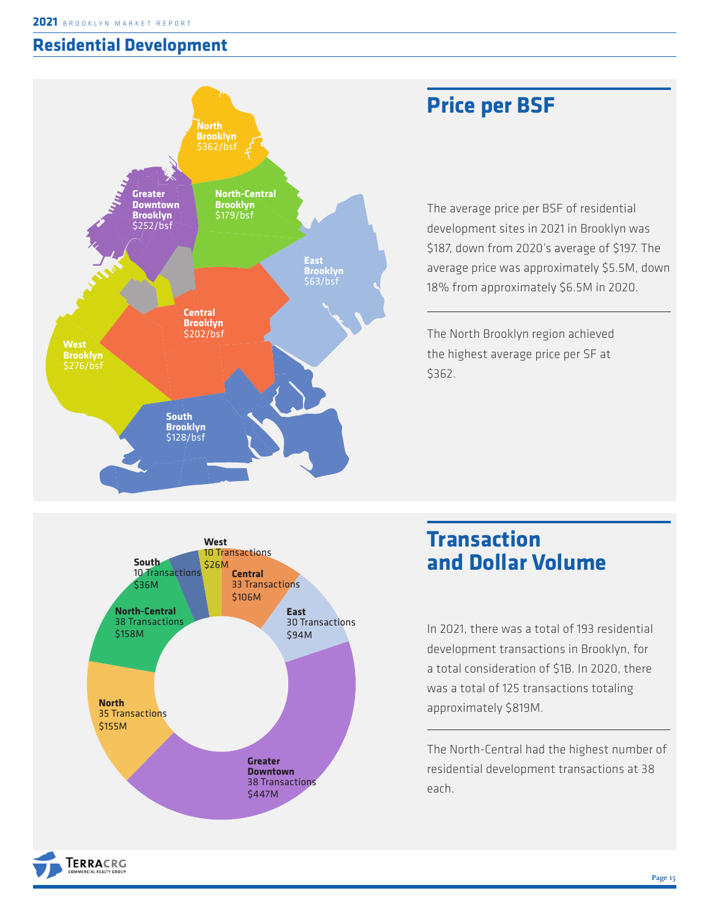## Residential Development

North Brooklyn $362/bsf
Greater Downtown Brooklyn $252/bsf
North-Central Brooklyn $179/bsf
East Brooklyn $63/bsf
Central Brooklyn $202/bsf
West Brooklyn $276/bsf
South Brooklyn $128/bsf

## Price per BSF

The average price per BSF of residential development sites in 2021 in Brooklyn was $187, down from 2020's average of $197. The average price was approximately $5.5M, down 18% from approximately $6.5M in 2020.

The North Brooklyn region achieved the highest average price per SF at $362.

**West**
10 Transactions
$26M

**South**
10 Transactions
$36M

**Central**
33 Transactions
$106M

**East**
30 Transactions
$94M

**North-Central**
38 Transactions
$158M

**North**
35 Transactions
$155M

**Greater Downtown**
38 Transactions
$447M

## Transaction and Dollar Volume

In 2021, there was a total of 193 residential development transactions in Brooklyn, for a total consideration of $1B. In 2020, there was a total of 125 transactions totaling approximately $819M.

The North-Central had the highest number of residential development transactions at 38 each.